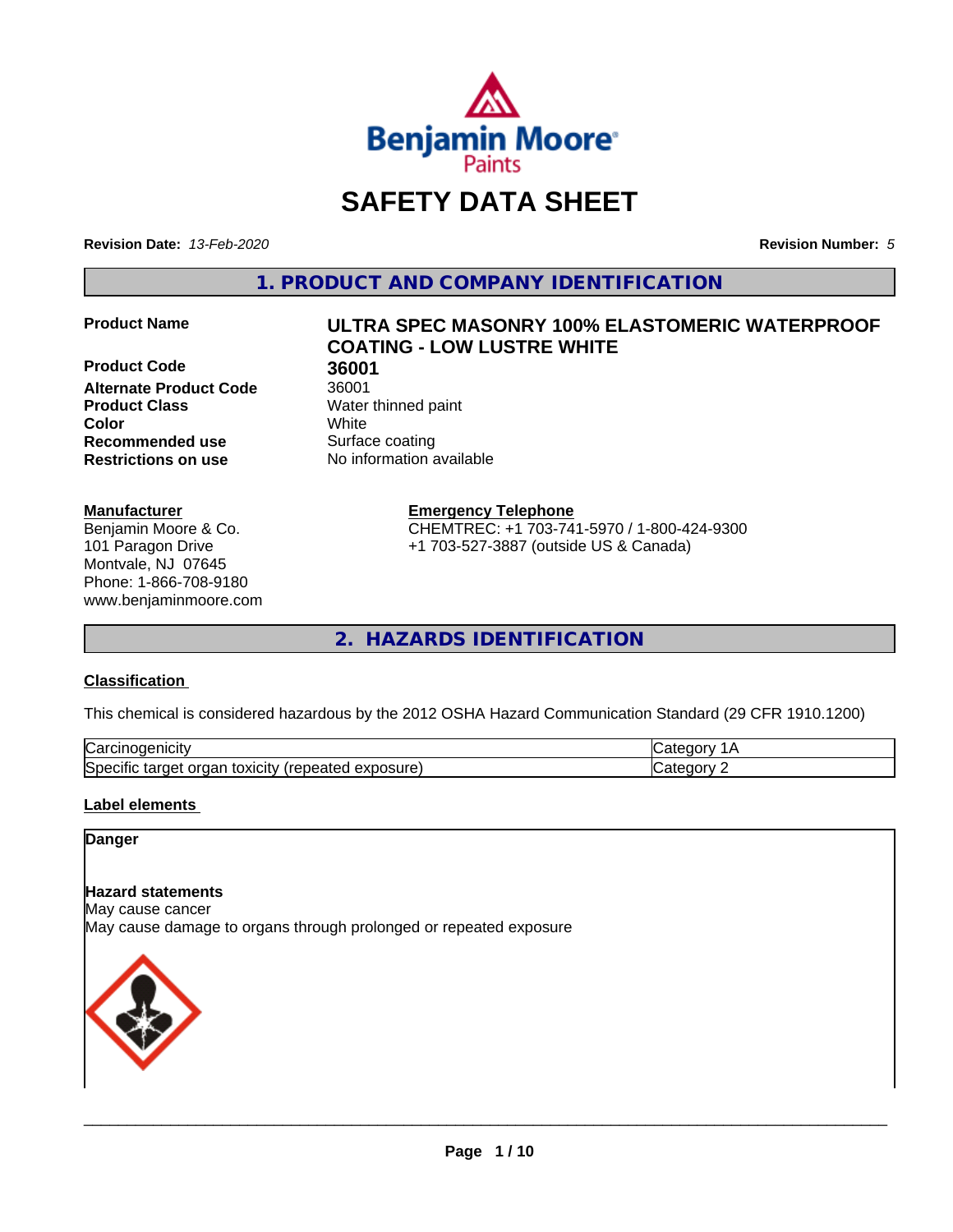# SAFETY DATA SHEET

**Revision Date:** *13-Feb-2020* **Revision Number:** *5*

## 1. PRODUCT AND COMPANY IDENTIFICATION

| | |
|---|---|
| **Product Name** | **ULTRA SPEC MASONRY 100% ELASTOMERIC WATERPROOF COATING - LOW LUSTRE WHITE** |
| **Product Code** | **36001** |
| **Alternate Product Code** | 36001 |
| **Product Class** | Water thinned paint |
| **Color** | White |
| **Recommended use** | Surface coating |
| **Restrictions on use** | No information available |

**Manufacturer**
Benjamin Moore & Co.
101 Paragon Drive
Montvale, NJ 07645
Phone: 1-866-708-9180
www.benjaminmoore.com

**Emergency Telephone**
CHEMTREC: +1 703-741-5970 / 1-800-424-9300
+1 703-527-3887 (outside US & Canada)

## 2. HAZARDS IDENTIFICATION

### Classification

This chemical is considered hazardous by the 2012 OSHA Hazard Communication Standard (29 CFR 1910.1200)

| | |
|---|---|
| Carcinogenicity | Category 1A |
| Specific target organ toxicity (repeated exposure) | Category 2 |

### Label elements

**Danger**

**Hazard statements**
May cause cancer
May cause damage to organs through prolonged or repeated exposure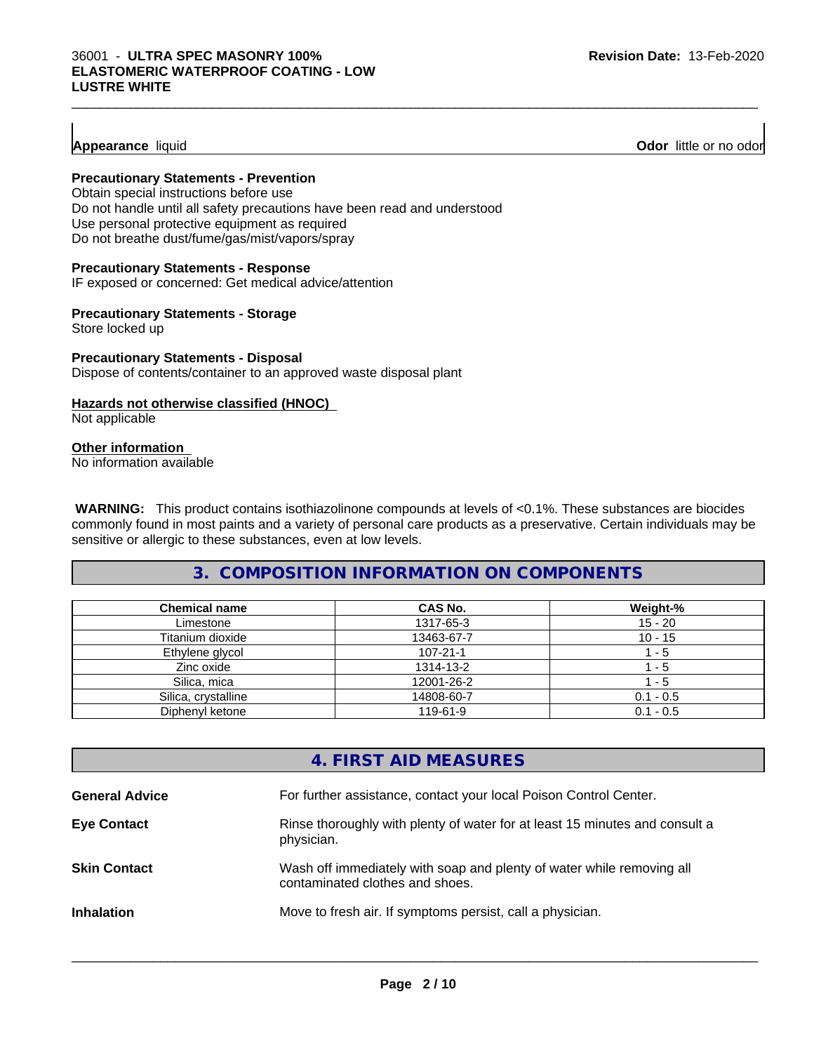**Appearance** liquid **Odor** little or no odor

**Precautionary Statements - Prevention**

Obtain special instructions before use
Do not handle until all safety precautions have been read and understood
Use personal protective equipment as required
Do not breathe dust/fume/gas/mist/vapors/spray

**Precautionary Statements - Response**

IF exposed or concerned: Get medical advice/attention

**Precautionary Statements - Storage**

Store locked up

**Precautionary Statements - Disposal**

Dispose of contents/container to an approved waste disposal plant

**Hazards not otherwise classified (HNOC)**

Not applicable

**Other information**

No information available

**WARNING:** This product contains isothiazolinone compounds at levels of <0.1%. These substances are biocides commonly found in most paints and a variety of personal care products as a preservative. Certain individuals may be sensitive or allergic to these substances, even at low levels.

## 3. COMPOSITION INFORMATION ON COMPONENTS

| Chemical name | CAS No. | Weight-% |
|---|---|---|
| Limestone | 1317-65-3 | 15 - 20 |
| Titanium dioxide | 13463-67-7 | 10 - 15 |
| Ethylene glycol | 107-21-1 | 1 - 5 |
| Zinc oxide | 1314-13-2 | 1 - 5 |
| Silica, mica | 12001-26-2 | 1 - 5 |
| Silica, crystalline | 14808-60-7 | 0.1 - 0.5 |
| Diphenyl ketone | 119-61-9 | 0.1 - 0.5 |

## 4. FIRST AID MEASURES

**General Advice** For further assistance, contact your local Poison Control Center.

**Eye Contact** Rinse thoroughly with plenty of water for at least 15 minutes and consult a physician.

**Skin Contact** Wash off immediately with soap and plenty of water while removing all contaminated clothes and shoes.

**Inhalation** Move to fresh air. If symptoms persist, call a physician.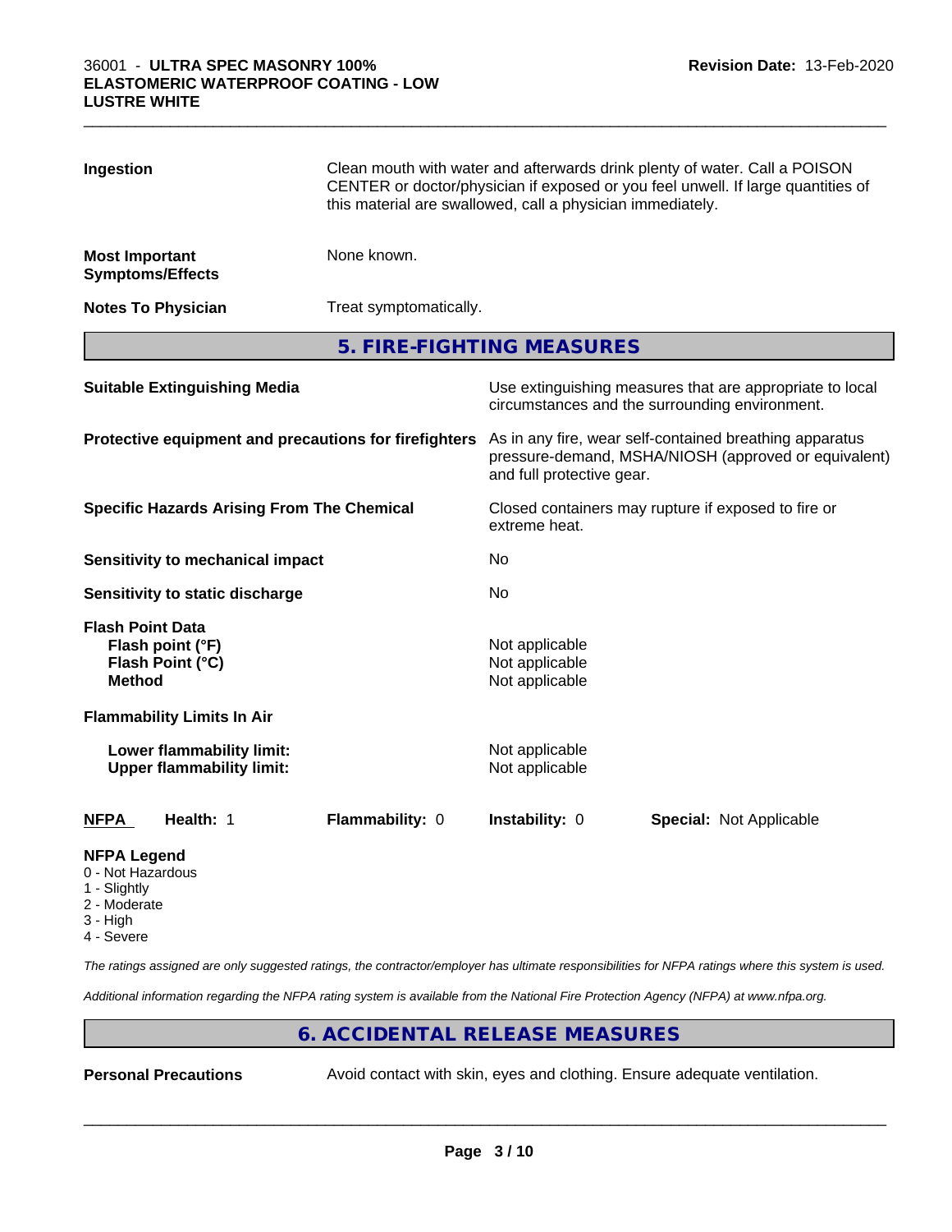| | |
|---|---|
| **Ingestion** | Clean mouth with water and afterwards drink plenty of water. Call a POISON CENTER or doctor/physician if exposed or you feel unwell. If large quantities of this material are swallowed, call a physician immediately. |
| **Most Important Symptoms/Effects** | None known. |
| **Notes To Physician** | Treat symptomatically. |

## 5. FIRE-FIGHTING MEASURES

| | |
|---|---|
| **Suitable Extinguishing Media** | Use extinguishing measures that are appropriate to local circumstances and the surrounding environment. |
| **Protective equipment and precautions for firefighters** | As in any fire, wear self-contained breathing apparatus pressure-demand, MSHA/NIOSH (approved or equivalent) and full protective gear. |
| **Specific Hazards Arising From The Chemical** | Closed containers may rupture if exposed to fire or extreme heat. |
| **Sensitivity to mechanical impact** | No |
| **Sensitivity to static discharge** | No |

**Flash Point Data**

| | |
|---|---|
| **Flash point (°F)** | Not applicable |
| **Flash Point (°C)** | Not applicable |
| **Method** | Not applicable |

**Flammability Limits In Air**

| | |
|---|---|
| **Lower flammability limit:** | Not applicable |
| **Upper flammability limit:** | Not applicable |

| **NFPA** | **Health:** 1 | **Flammability:** 0 | **Instability:** 0 | **Special:** Not Applicable |
|---|---|---|---|---|

**NFPA Legend**
- 0 - Not Hazardous
- 1 - Slightly
- 2 - Moderate
- 3 - High
- 4 - Severe

*The ratings assigned are only suggested ratings, the contractor/employer has ultimate responsibilities for NFPA ratings where this system is used.*

*Additional information regarding the NFPA rating system is available from the National Fire Protection Agency (NFPA) at www.nfpa.org.*

## 6. ACCIDENTAL RELEASE MEASURES

| | |
|---|---|
| **Personal Precautions** | Avoid contact with skin, eyes and clothing. Ensure adequate ventilation. |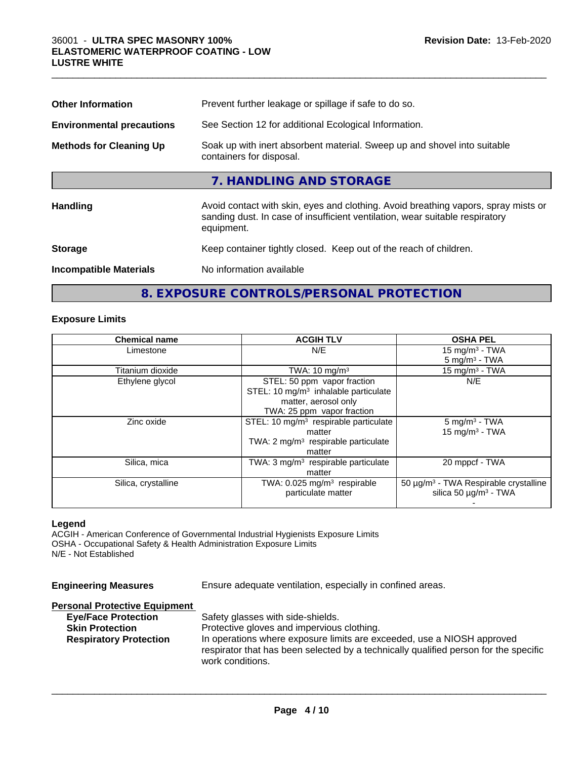| | |
|---|---|
| **Other Information** | Prevent further leakage or spillage if safe to do so. |
| **Environmental precautions** | See Section 12 for additional Ecological Information. |
| **Methods for Cleaning Up** | Soak up with inert absorbent material. Sweep up and shovel into suitable containers for disposal. |

## 7. HANDLING AND STORAGE

| | |
|---|---|
| **Handling** | Avoid contact with skin, eyes and clothing. Avoid breathing vapors, spray mists or sanding dust. In case of insufficient ventilation, wear suitable respiratory equipment. |
| **Storage** | Keep container tightly closed. Keep out of the reach of children. |
| **Incompatible Materials** | No information available |

## 8. EXPOSURE CONTROLS/PERSONAL PROTECTION

### Exposure Limits

| Chemical name | ACGIH TLV | OSHA PEL |
|---|---|---|
| Limestone | N/E | 15 mg/m³ - TWA<br>5 mg/m³ - TWA |
| Titanium dioxide | TWA: 10 mg/m³ | 15 mg/m³ - TWA |
| Ethylene glycol | STEL: 50 ppm vapor fraction<br>STEL: 10 mg/m³ inhalable particulate matter, aerosol only<br>TWA: 25 ppm vapor fraction | N/E |
| Zinc oxide | STEL: 10 mg/m³ respirable particulate matter<br>TWA: 2 mg/m³ respirable particulate matter | 5 mg/m³ - TWA<br>15 mg/m³ - TWA |
| Silica, mica | TWA: 3 mg/m³ respirable particulate matter | 20 mppcf - TWA |
| Silica, crystalline | TWA: 0.025 mg/m³ respirable particulate matter | 50 µg/m³ - TWA Respirable crystalline silica 50 µg/m³ - TWA<br>- |

**Legend**

ACGIH - American Conference of Governmental Industrial Hygienists Exposure Limits
OSHA - Occupational Safety & Health Administration Exposure Limits
N/E - Not Established

**Engineering Measures** Ensure adequate ventilation, especially in confined areas.

**Personal Protective Equipment**

| | |
|---|---|
| **Eye/Face Protection** | Safety glasses with side-shields. |
| **Skin Protection** | Protective gloves and impervious clothing. |
| **Respiratory Protection** | In operations where exposure limits are exceeded, use a NIOSH approved respirator that has been selected by a technically qualified person for the specific work conditions. |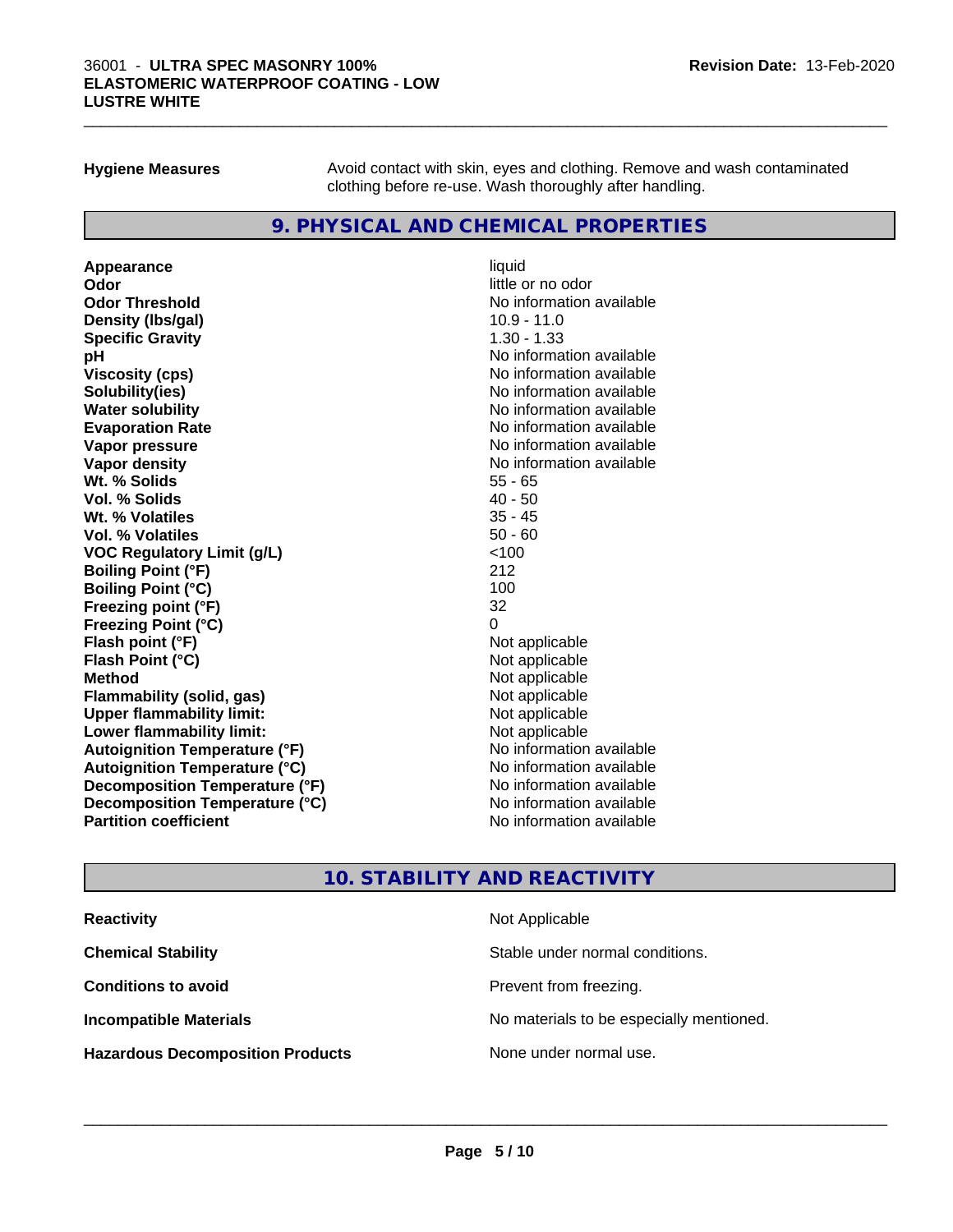**Hygiene Measures** Avoid contact with skin, eyes and clothing. Remove and wash contaminated clothing before re-use. Wash thoroughly after handling.

## 9. PHYSICAL AND CHEMICAL PROPERTIES

| | |
|---|---|
| **Appearance** | liquid |
| **Odor** | little or no odor |
| **Odor Threshold** | No information available |
| **Density (lbs/gal)** | 10.9 - 11.0 |
| **Specific Gravity** | 1.30 - 1.33 |
| **pH** | No information available |
| **Viscosity (cps)** | No information available |
| **Solubility(ies)** | No information available |
| **Water solubility** | No information available |
| **Evaporation Rate** | No information available |
| **Vapor pressure** | No information available |
| **Vapor density** | No information available |
| **Wt. % Solids** | 55 - 65 |
| **Vol. % Solids** | 40 - 50 |
| **Wt. % Volatiles** | 35 - 45 |
| **Vol. % Volatiles** | 50 - 60 |
| **VOC Regulatory Limit (g/L)** | <100 |
| **Boiling Point (°F)** | 212 |
| **Boiling Point (°C)** | 100 |
| **Freezing point (°F)** | 32 |
| **Freezing Point (°C)** | 0 |
| **Flash point (°F)** | Not applicable |
| **Flash Point (°C)** | Not applicable |
| **Method** | Not applicable |
| **Flammability (solid, gas)** | Not applicable |
| **Upper flammability limit:** | Not applicable |
| **Lower flammability limit:** | Not applicable |
| **Autoignition Temperature (°F)** | No information available |
| **Autoignition Temperature (°C)** | No information available |
| **Decomposition Temperature (°F)** | No information available |
| **Decomposition Temperature (°C)** | No information available |
| **Partition coefficient** | No information available |

## 10. STABILITY AND REACTIVITY

| | |
|---|---|
| **Reactivity** | Not Applicable |
| **Chemical Stability** | Stable under normal conditions. |
| **Conditions to avoid** | Prevent from freezing. |
| **Incompatible Materials** | No materials to be especially mentioned. |
| **Hazardous Decomposition Products** | None under normal use. |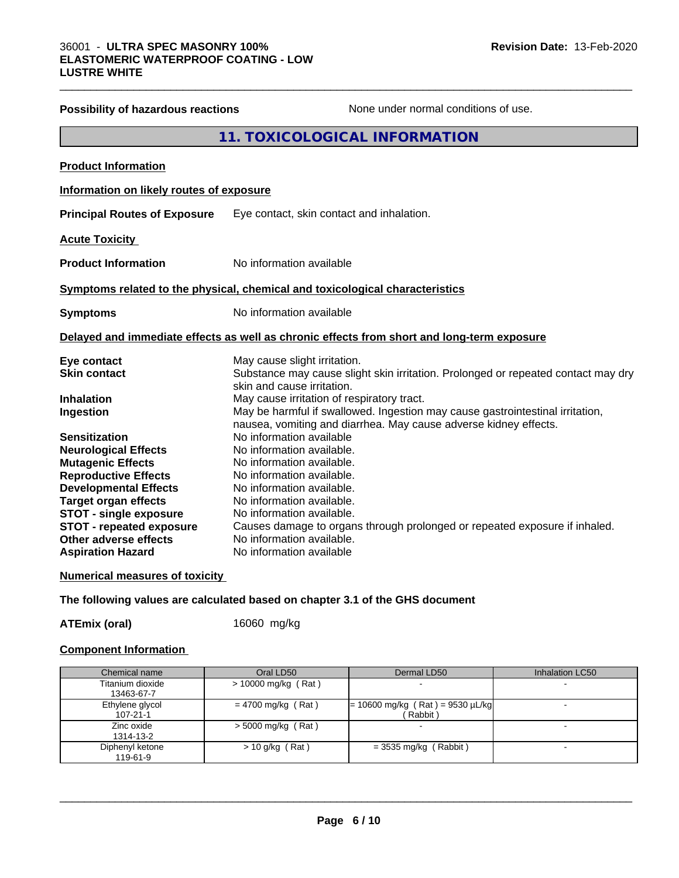**Possibility of hazardous reactions** None under normal conditions of use.

## 11. TOXICOLOGICAL INFORMATION

**Product Information**

**Information on likely routes of exposure**

**Principal Routes of Exposure** Eye contact, skin contact and inhalation.

**Acute Toxicity**

**Product Information** No information available

**Symptoms related to the physical, chemical and toxicological characteristics**

**Symptoms** No information available

**Delayed and immediate effects as well as chronic effects from short and long-term exposure**

**Eye contact** May cause slight irritation.
**Skin contact** Substance may cause slight skin irritation. Prolonged or repeated contact may dry skin and cause irritation.
**Inhalation** May cause irritation of respiratory tract.
**Ingestion** May be harmful if swallowed. Ingestion may cause gastrointestinal irritation, nausea, vomiting and diarrhea. May cause adverse kidney effects.
**Sensitization** No information available
**Neurological Effects** No information available.
**Mutagenic Effects** No information available.
**Reproductive Effects** No information available.
**Developmental Effects** No information available.
**Target organ effects** No information available.
**STOT - single exposure** No information available.
**STOT - repeated exposure** Causes damage to organs through prolonged or repeated exposure if inhaled.
**Other adverse effects** No information available.
**Aspiration Hazard** No information available

**Numerical measures of toxicity**

**The following values are calculated based on chapter 3.1 of the GHS document**

**ATEmix (oral)** 16060 mg/kg

**Component Information**

| Chemical name | Oral LD50 | Dermal LD50 | Inhalation LC50 |
|---|---|---|---|
| Titanium dioxide 13463-67-7 | > 10000 mg/kg ( Rat ) | - | - |
| Ethylene glycol 107-21-1 | = 4700 mg/kg ( Rat ) | = 10600 mg/kg ( Rat ) = 9530 µL/kg ( Rabbit ) | - |
| Zinc oxide 1314-13-2 | > 5000 mg/kg ( Rat ) | - | - |
| Diphenyl ketone 119-61-9 | > 10 g/kg ( Rat ) | = 3535 mg/kg ( Rabbit ) | - |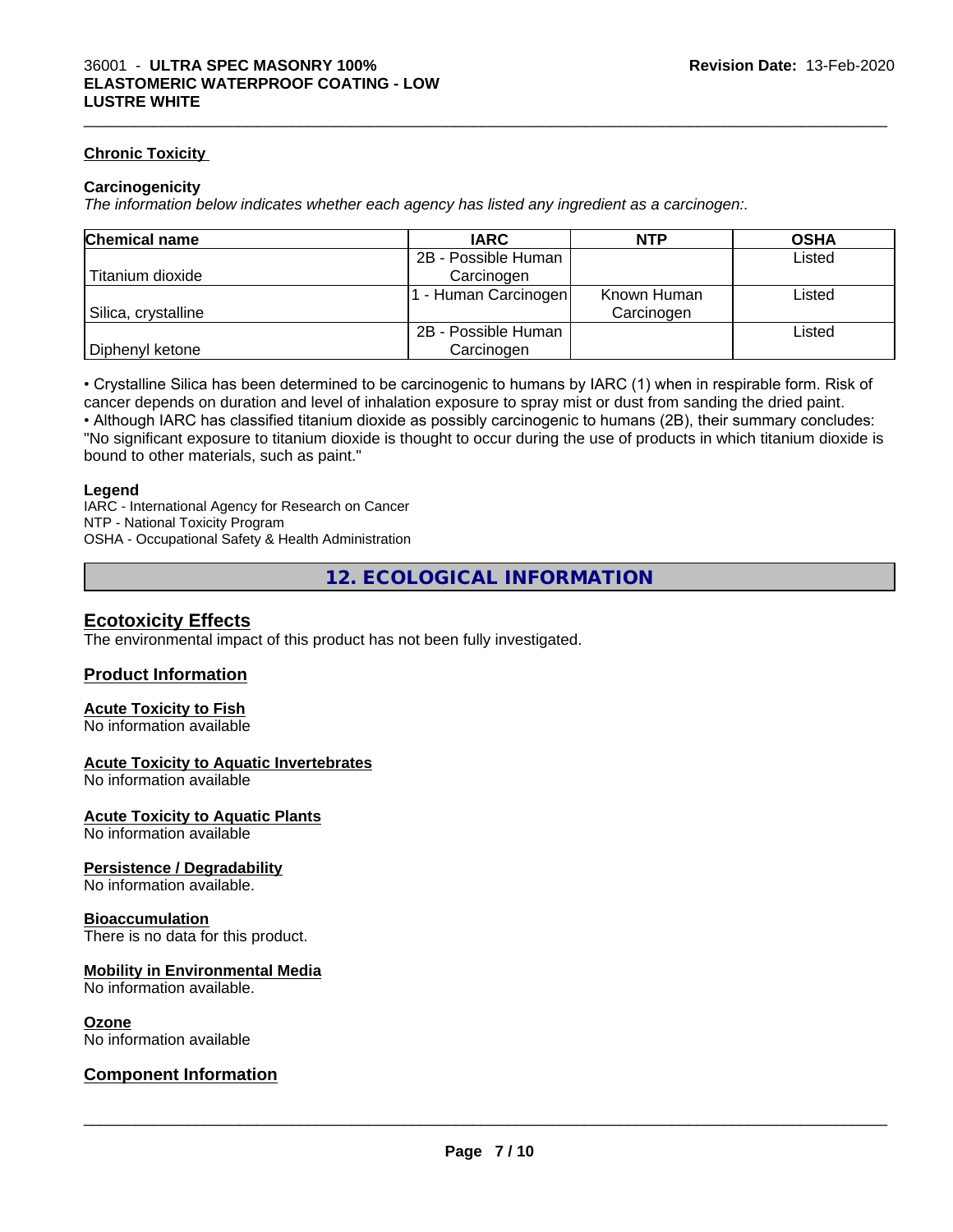### Chronic Toxicity

#### Carcinogenicity

*The information below indicates whether each agency has listed any ingredient as a carcinogen:.*

| Chemical name | IARC | NTP | OSHA |
|---|---|---|---|
| Titanium dioxide | 2B - Possible Human Carcinogen | | Listed |
| Silica, crystalline | 1 - Human Carcinogen | Known Human Carcinogen | Listed |
| Diphenyl ketone | 2B - Possible Human Carcinogen | | Listed |

• Crystalline Silica has been determined to be carcinogenic to humans by IARC (1) when in respirable form. Risk of cancer depends on duration and level of inhalation exposure to spray mist or dust from sanding the dried paint.
• Although IARC has classified titanium dioxide as possibly carcinogenic to humans (2B), their summary concludes: "No significant exposure to titanium dioxide is thought to occur during the use of products in which titanium dioxide is bound to other materials, such as paint."

#### Legend

IARC - International Agency for Research on Cancer
NTP - National Toxicity Program
OSHA - Occupational Safety & Health Administration

## 12. ECOLOGICAL INFORMATION

### Ecotoxicity Effects

The environmental impact of this product has not been fully investigated.

### Product Information

#### Acute Toxicity to Fish

No information available

#### Acute Toxicity to Aquatic Invertebrates

No information available

#### Acute Toxicity to Aquatic Plants

No information available

#### Persistence / Degradability

No information available.

#### Bioaccumulation

There is no data for this product.

#### Mobility in Environmental Media

No information available.

#### Ozone

No information available

### Component Information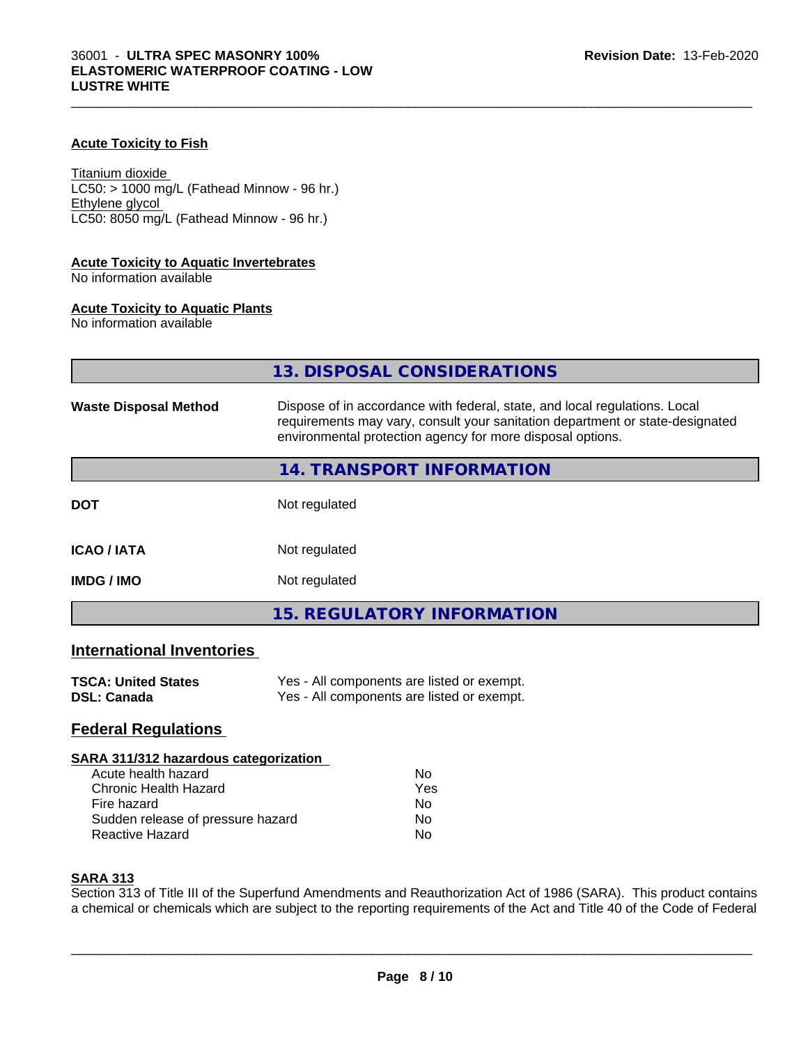#### Acute Toxicity to Fish

Titanium dioxide
LC50: > 1000 mg/L (Fathead Minnow - 96 hr.)
Ethylene glycol
LC50: 8050 mg/L (Fathead Minnow - 96 hr.)

#### Acute Toxicity to Aquatic Invertebrates
No information available

#### Acute Toxicity to Aquatic Plants
No information available

## 13. DISPOSAL CONSIDERATIONS

| | |
|---|---|
| **Waste Disposal Method** | Dispose of in accordance with federal, state, and local regulations. Local requirements may vary, consult your sanitation department or state-designated environmental protection agency for more disposal options. |

## 14. TRANSPORT INFORMATION

| | |
|---|---|
| **DOT** | Not regulated |
| **ICAO / IATA** | Not regulated |
| **IMDG / IMO** | Not regulated |

## 15. REGULATORY INFORMATION

### International Inventories

| | |
|---|---|
| **TSCA: United States** | Yes - All components are listed or exempt. |
| **DSL: Canada** | Yes - All components are listed or exempt. |

### Federal Regulations

#### SARA 311/312 hazardous categorization

| | |
|---|---|
| Acute health hazard | No |
| Chronic Health Hazard | Yes |
| Fire hazard | No |
| Sudden release of pressure hazard | No |
| Reactive Hazard | No |

#### SARA 313

Section 313 of Title III of the Superfund Amendments and Reauthorization Act of 1986 (SARA). This product contains a chemical or chemicals which are subject to the reporting requirements of the Act and Title 40 of the Code of Federal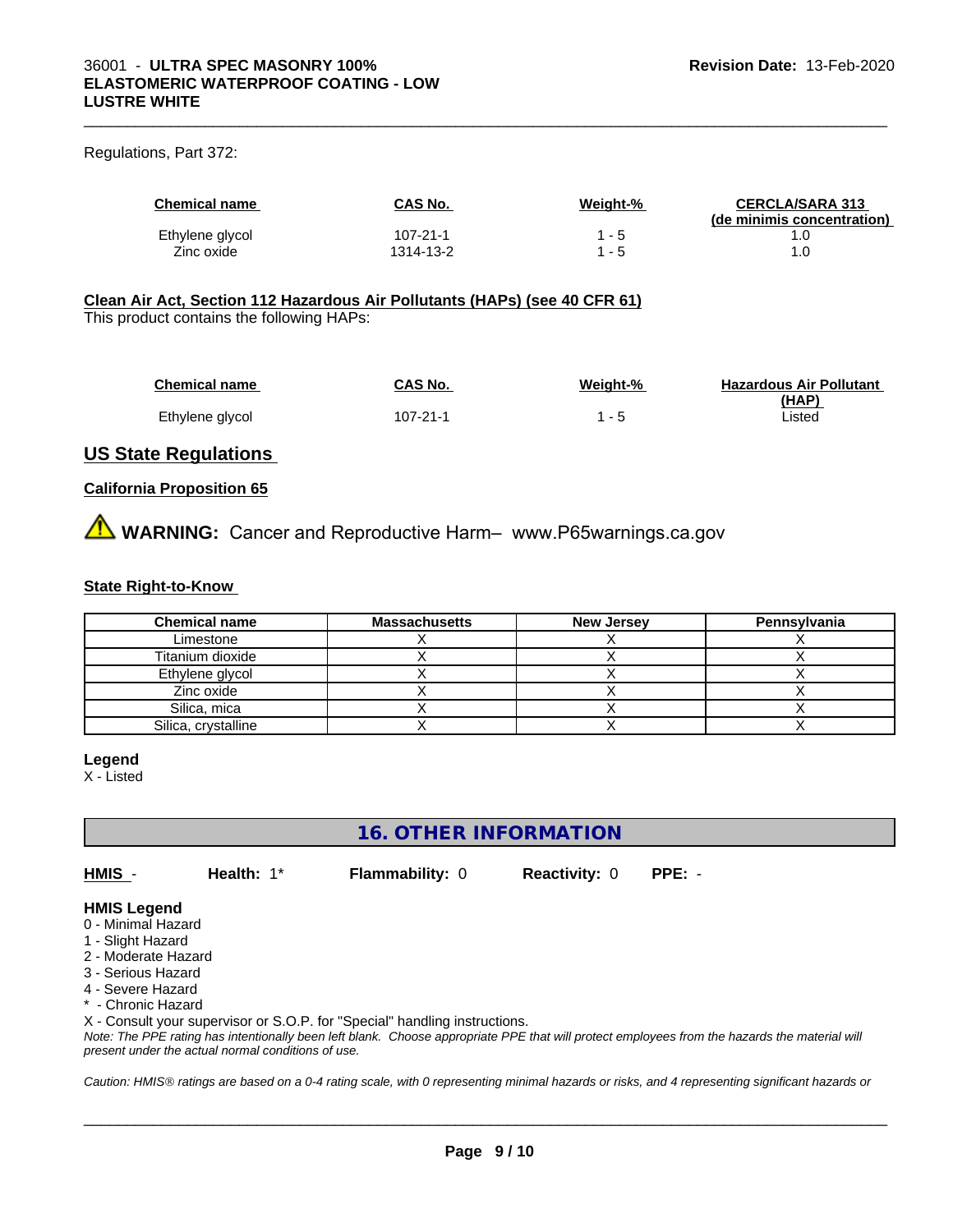Regulations, Part 372:

| Chemical name | CAS No. | Weight-% | CERCLA/SARA 313 (de minimis concentration) |
|---|---|---|---|
| Ethylene glycol | 107-21-1 | 1 - 5 | 1.0 |
| Zinc oxide | 1314-13-2 | 1 - 5 | 1.0 |

**Clean Air Act, Section 112 Hazardous Air Pollutants (HAPs) (see 40 CFR 61)**
This product contains the following HAPs:

| Chemical name | CAS No. | Weight-% | Hazardous Air Pollutant (HAP) |
|---|---|---|---|
| Ethylene glycol | 107-21-1 | 1 - 5 | Listed |

## US State Regulations

**California Proposition 65**

⚠ **WARNING:** Cancer and Reproductive Harm– www.P65warnings.ca.gov

**State Right-to-Know**

| Chemical name | Massachusetts | New Jersey | Pennsylvania |
|---|---|---|---|
| Limestone | X | X | X |
| Titanium dioxide | X | X | X |
| Ethylene glycol | X | X | X |
| Zinc oxide | X | X | X |
| Silica, mica | X | X | X |
| Silica, crystalline | X | X | X |

**Legend**
X - Listed

## 16. OTHER INFORMATION

**HMIS** - **Health:** 1* **Flammability:** 0 **Reactivity:** 0 **PPE:** -

**HMIS Legend**
0 - Minimal Hazard
1 - Slight Hazard
2 - Moderate Hazard
3 - Serious Hazard
4 - Severe Hazard
* - Chronic Hazard
X - Consult your supervisor or S.O.P. for "Special" handling instructions.

*Note: The PPE rating has intentionally been left blank. Choose appropriate PPE that will protect employees from the hazards the material will present under the actual normal conditions of use.*

*Caution: HMIS® ratings are based on a 0-4 rating scale, with 0 representing minimal hazards or risks, and 4 representing significant hazards or*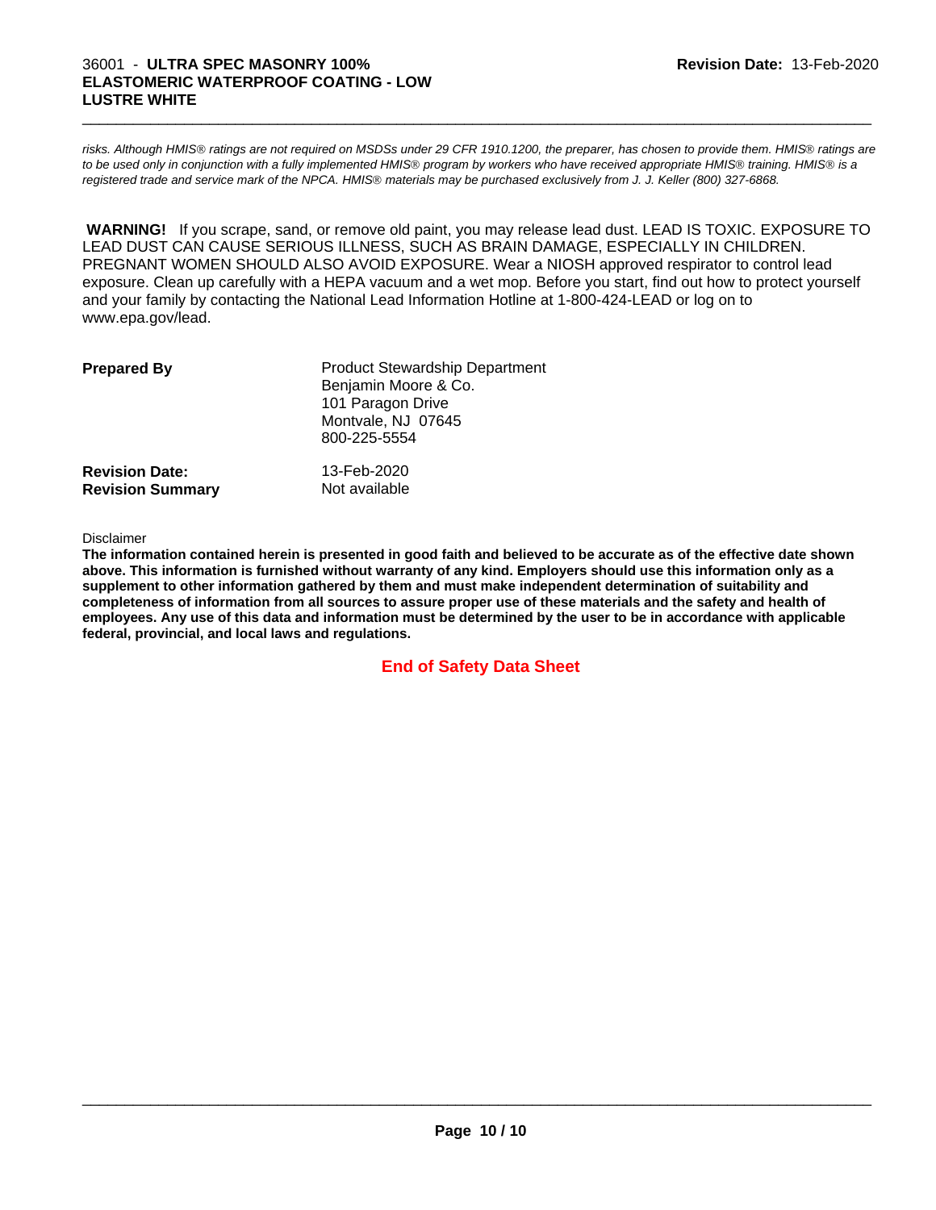*risks. Although HMIS® ratings are not required on MSDSs under 29 CFR 1910.1200, the preparer, has chosen to provide them. HMIS® ratings are to be used only in conjunction with a fully implemented HMIS® program by workers who have received appropriate HMIS® training. HMIS® is a registered trade and service mark of the NPCA. HMIS® materials may be purchased exclusively from J. J. Keller (800) 327-6868.*

**WARNING!** If you scrape, sand, or remove old paint, you may release lead dust. LEAD IS TOXIC. EXPOSURE TO LEAD DUST CAN CAUSE SERIOUS ILLNESS, SUCH AS BRAIN DAMAGE, ESPECIALLY IN CHILDREN. PREGNANT WOMEN SHOULD ALSO AVOID EXPOSURE. Wear a NIOSH approved respirator to control lead exposure. Clean up carefully with a HEPA vacuum and a wet mop. Before you start, find out how to protect yourself and your family by contacting the National Lead Information Hotline at 1-800-424-LEAD or log on to www.epa.gov/lead.

| | |
|---|---|
| **Prepared By** | Product Stewardship Department<br>Benjamin Moore & Co.<br>101 Paragon Drive<br>Montvale, NJ 07645<br>800-225-5554 |
| **Revision Date:** | 13-Feb-2020 |
| **Revision Summary** | Not available |

Disclaimer

**The information contained herein is presented in good faith and believed to be accurate as of the effective date shown above. This information is furnished without warranty of any kind. Employers should use this information only as a supplement to other information gathered by them and must make independent determination of suitability and completeness of information from all sources to assure proper use of these materials and the safety and health of employees. Any use of this data and information must be determined by the user to be in accordance with applicable federal, provincial, and local laws and regulations.**

**End of Safety Data Sheet**